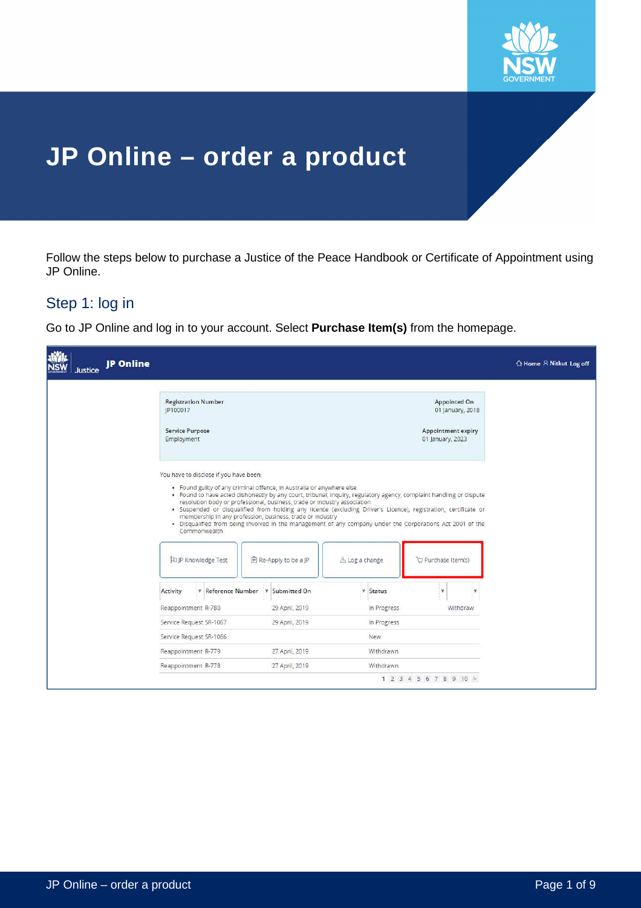# JP Online – order a product

Follow the steps below to purchase a Justice of the Peace Handbook or Certificate of Appointment using JP Online.

## Step 1: log in

Go to JP Online and log in to your account. Select **Purchase Item(s)** from the homepage.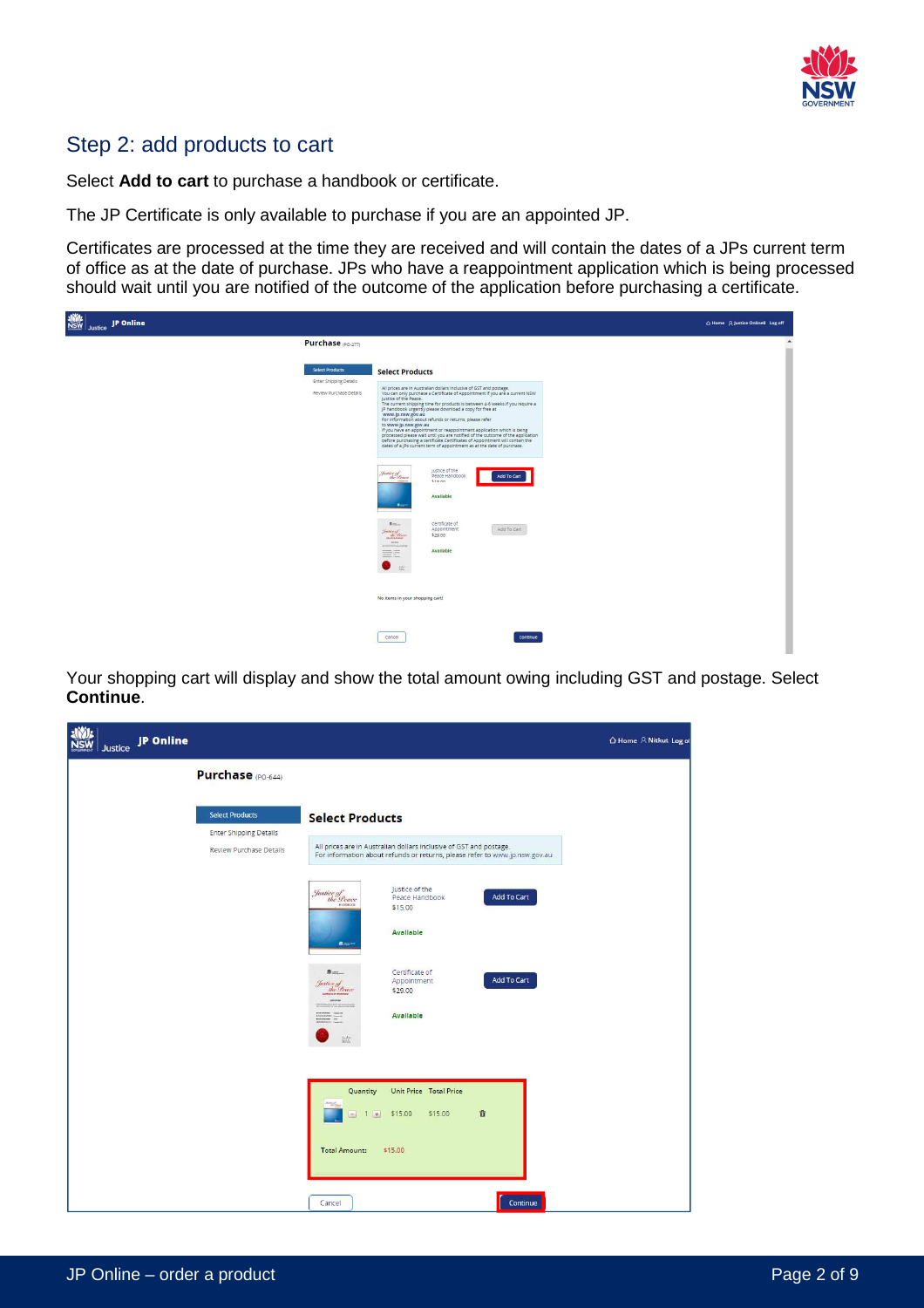## Step 2: add products to cart

Select **Add to cart** to purchase a handbook or certificate.

The JP Certificate is only available to purchase if you are an appointed JP.

Certificates are processed at the time they are received and will contain the dates of a JPs current term of office as at the date of purchase. JPs who have a reappointment application which is being processed should wait until you are notified of the outcome of the application before purchasing a certificate.

Your shopping cart will display and show the total amount owing including GST and postage. Select **Continue**.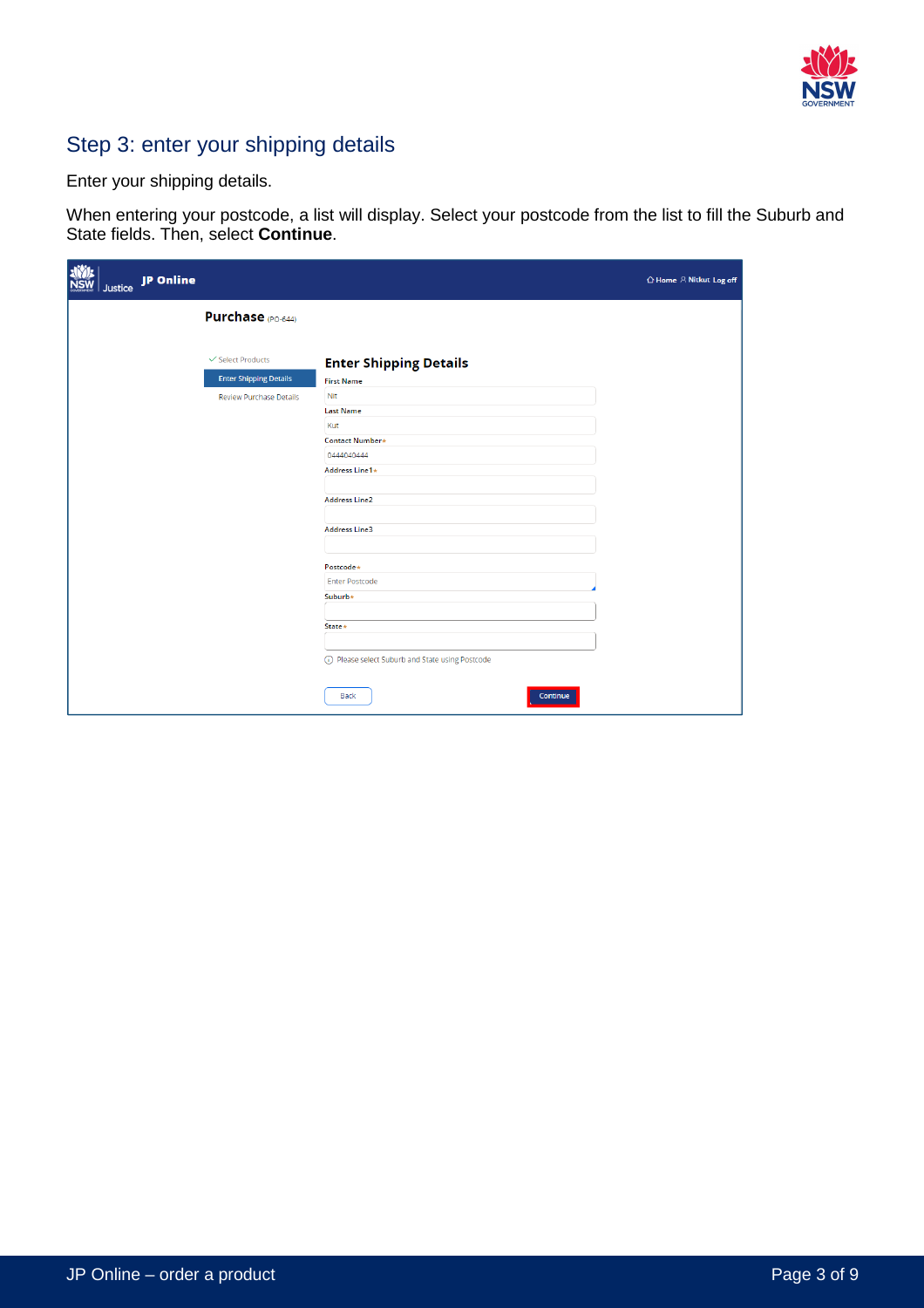## Step 3: enter your shipping details

Enter your shipping details.

When entering your postcode, a list will display. Select your postcode from the list to fill the Suburb and State fields. Then, select **Continue**.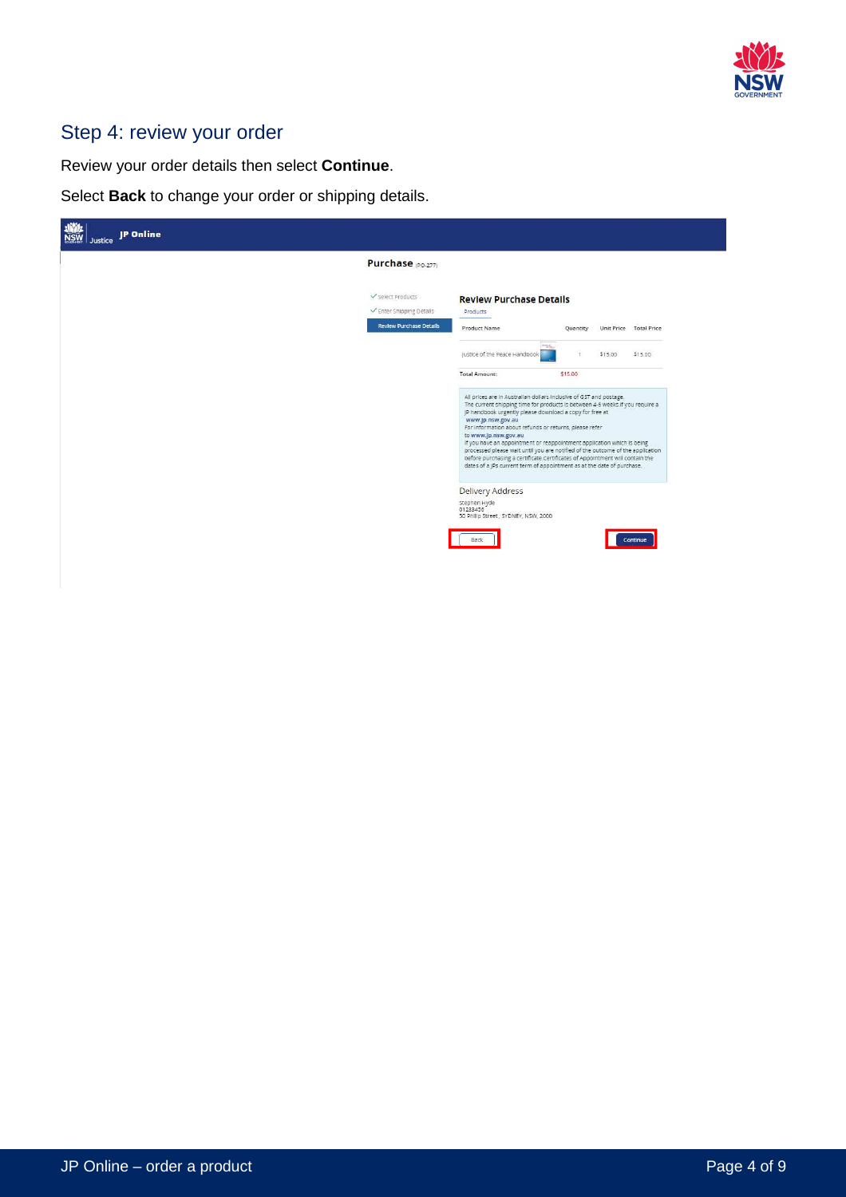## Step 4: review your order

Review your order details then select **Continue**.

Select **Back** to change your order or shipping details.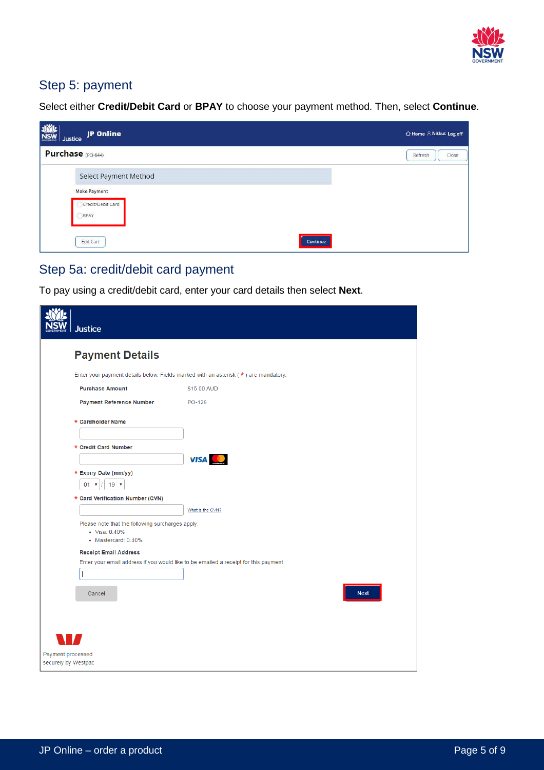## Step 5: payment

Select either **Credit/Debit Card** or **BPAY** to choose your payment method. Then, select **Continue**.

## Step 5a: credit/debit card payment

To pay using a credit/debit card, enter your card details then select **Next**.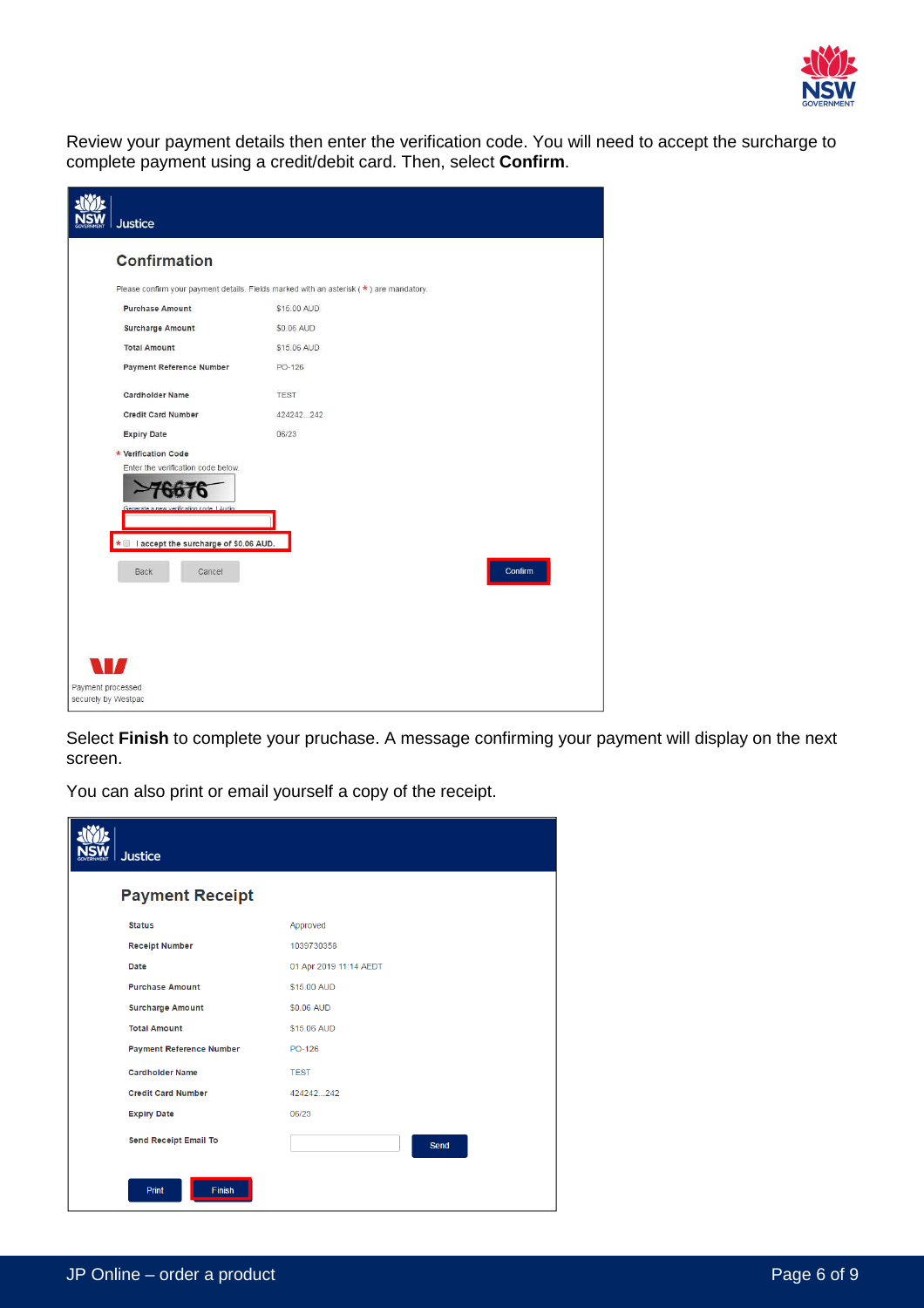Review your payment details then enter the verification code. You will need to accept the surcharge to complete payment using a credit/debit card. Then, select **Confirm**.

Select **Finish** to complete your pruchase. A message confirming your payment will display on the next screen.

You can also print or email yourself a copy of the receipt.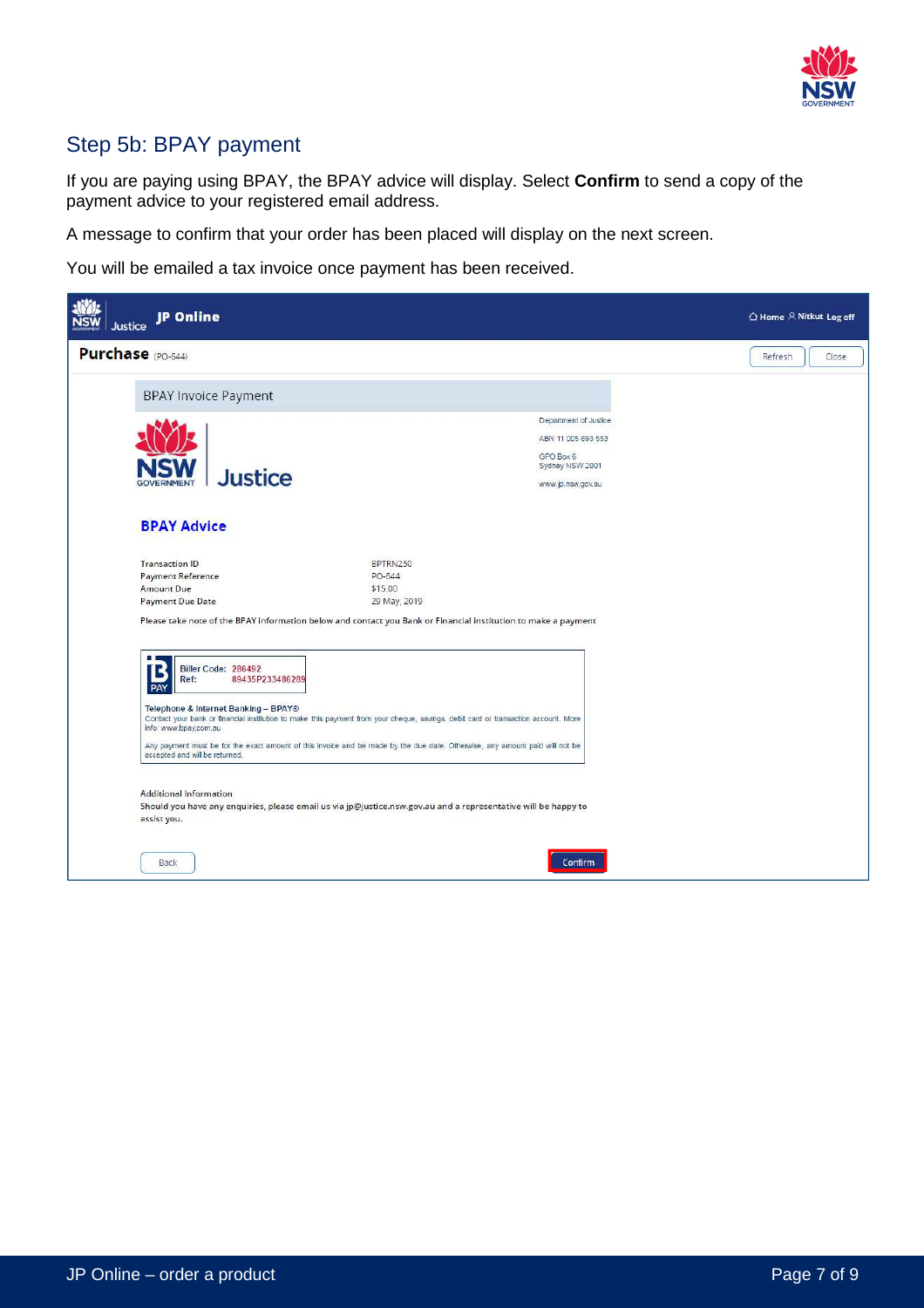## Step 5b: BPAY payment

If you are paying using BPAY, the BPAY advice will display. Select **Confirm** to send a copy of the payment advice to your registered email address.

A message to confirm that your order has been placed will display on the next screen.

You will be emailed a tax invoice once payment has been received.

JP Online

Home Nitkut Log off

**Purchase** (PO-644)

Refresh Close

BPAY Invoice Payment

Justice

Department of Justice
ABN 11 005 693 553
GPO Box 6
Sydney NSW 2001
www.jp.nsw.gov.au

**BPAY Advice**

| | |
|---|---|
| Transaction ID | BPTRN250 |
| Payment Reference | PO-644 |
| Amount Due | $15.00 |
| Payment Due Date | 29 May, 2019 |

Please take note of the BPAY information below and contact you Bank or Financial Institution to make a payment

Biller Code: 286492
Ref: 89435P233486289

Telephone & Internet Banking – BPAY®
Contact your bank or financial institution to make this payment from your cheque, savings, debit card or transaction account. More info: www.bpay.com.au

Any payment must be for the exact amount of this invoice and be made by the due date. Otherwise, any amount paid will not be accepted and will be returned.

Additional Information
Should you have any enquiries, please email us via jp@justice.nsw.gov.au and a representative will be happy to assist you.

Back Confirm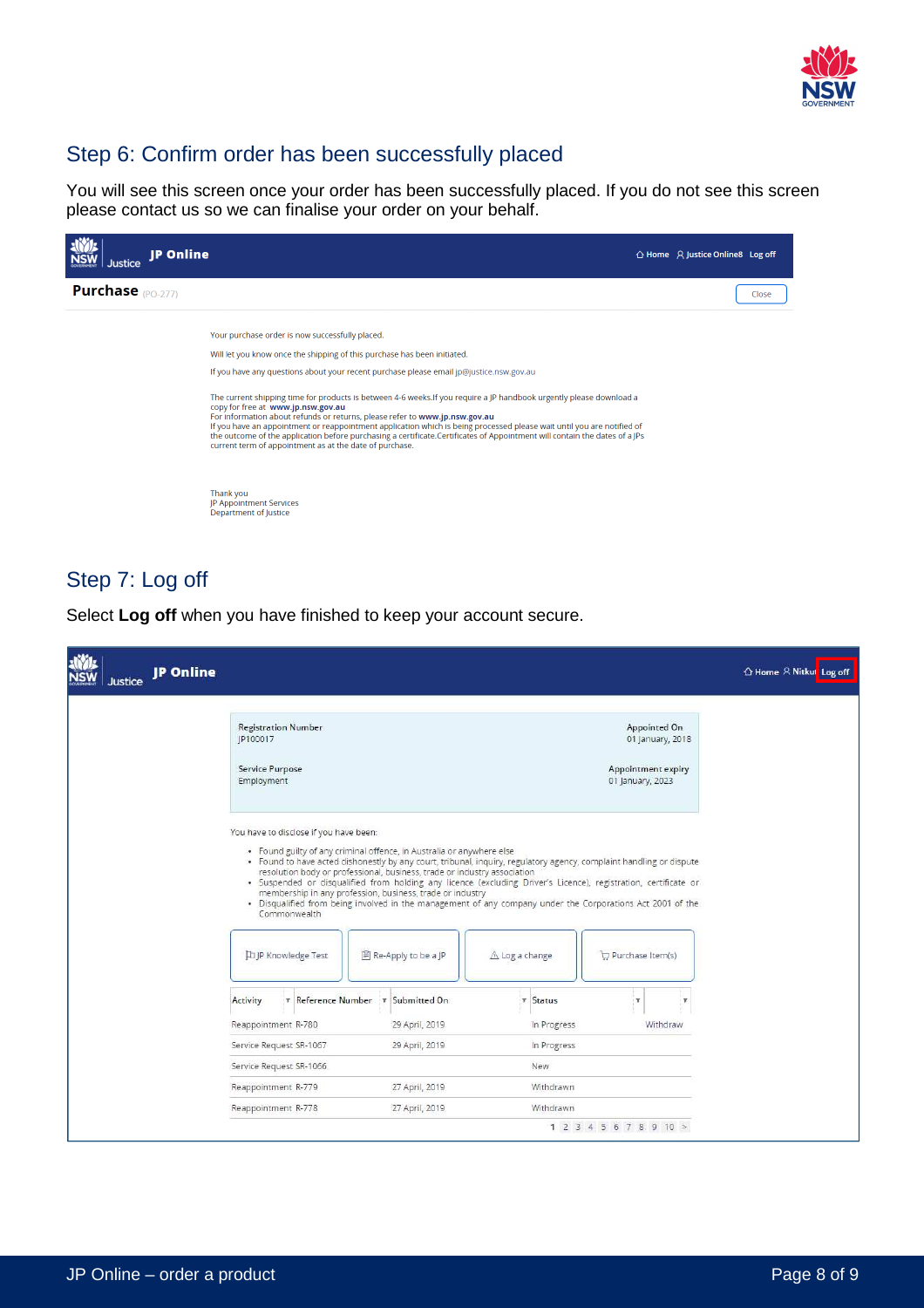## Step 6: Confirm order has been successfully placed

You will see this screen once your order has been successfully placed. If you do not see this screen please contact us so we can finalise your order on your behalf.

JP Online — Home | Justice Online8 | Log off

**Purchase** (PO-277) — Close

Your purchase order is now successfully placed.

Will let you know once the shipping of this purchase has been initiated.

If you have any questions about your recent purchase please email jp@justice.nsw.gov.au

The current shipping time for products is between 4-6 weeks.If you require a JP handbook urgently please download a copy for free at **www.jp.nsw.gov.au**
For information about refunds or returns, please refer to **www.jp.nsw.gov.au**
If you have an appointment or reappointment application which is being processed please wait until you are notified of the outcome of the application before purchasing a certificate.Certificates of Appointment will contain the dates of a JPs current term of appointment as at the date of purchase.

Thank you
JP Appointment Services
Department of Justice

## Step 7: Log off

Select **Log off** when you have finished to keep your account secure.

JP Online — Home | Nitku | Log off

Registration Number: JP100017 | Appointed On: 01 January, 2018
Service Purpose: Employment | Appointment expiry: 01 January, 2023

You have to disclose if you have been:

- Found guilty of any criminal offence, in Australia or anywhere else
- Found to have acted dishonestly by any court, tribunal, inquiry, regulatory agency, complaint handling or dispute resolution body or professional, business, trade or industry association
- Suspended or disqualified from holding any licence (excluding Driver's Licence), registration, certificate or membership in any profession, business, trade or industry
- Disqualified from being involved in the management of any company under the Corporations Act 2001 of the Commonwealth

JP Knowledge Test | Re-Apply to be a JP | Log a change | Purchase Item(s)

| Activity | Reference Number | Submitted On | Status | |
|---|---|---|---|---|
| Reappointment | R-780 | 29 April, 2019 | In Progress | Withdraw |
| Service Request | SR-1067 | 29 April, 2019 | In Progress | |
| Service Request | SR-1066 | | New | |
| Reappointment | R-779 | 27 April, 2019 | Withdrawn | |
| Reappointment | R-778 | 27 April, 2019 | Withdrawn | |

1 2 3 4 5 6 7 8 9 10 >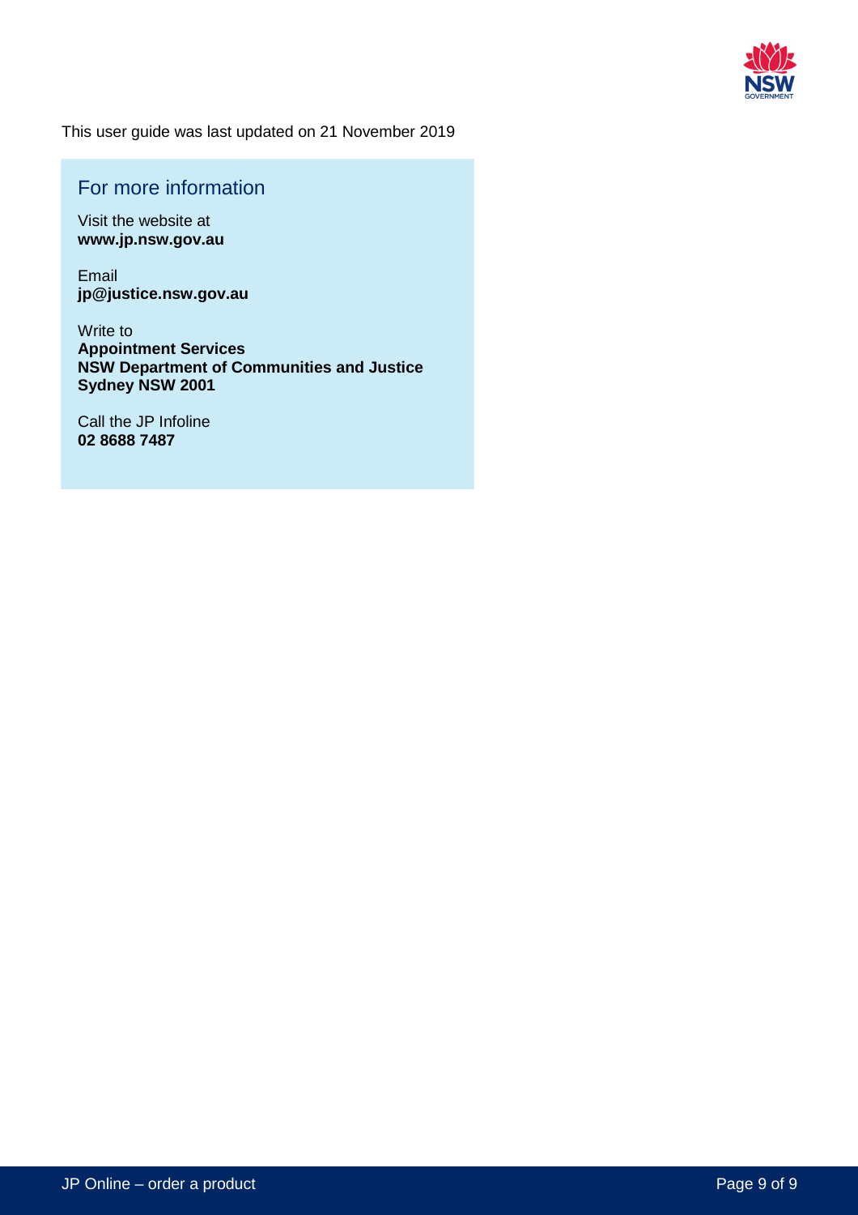This user guide was last updated on 21 November 2019

## For more information

Visit the website at
**www.jp.nsw.gov.au**

Email
**jp@justice.nsw.gov.au**

Write to
**Appointment Services**
**NSW Department of Communities and Justice**
**Sydney NSW 2001**

Call the JP Infoline
**02 8688 7487**